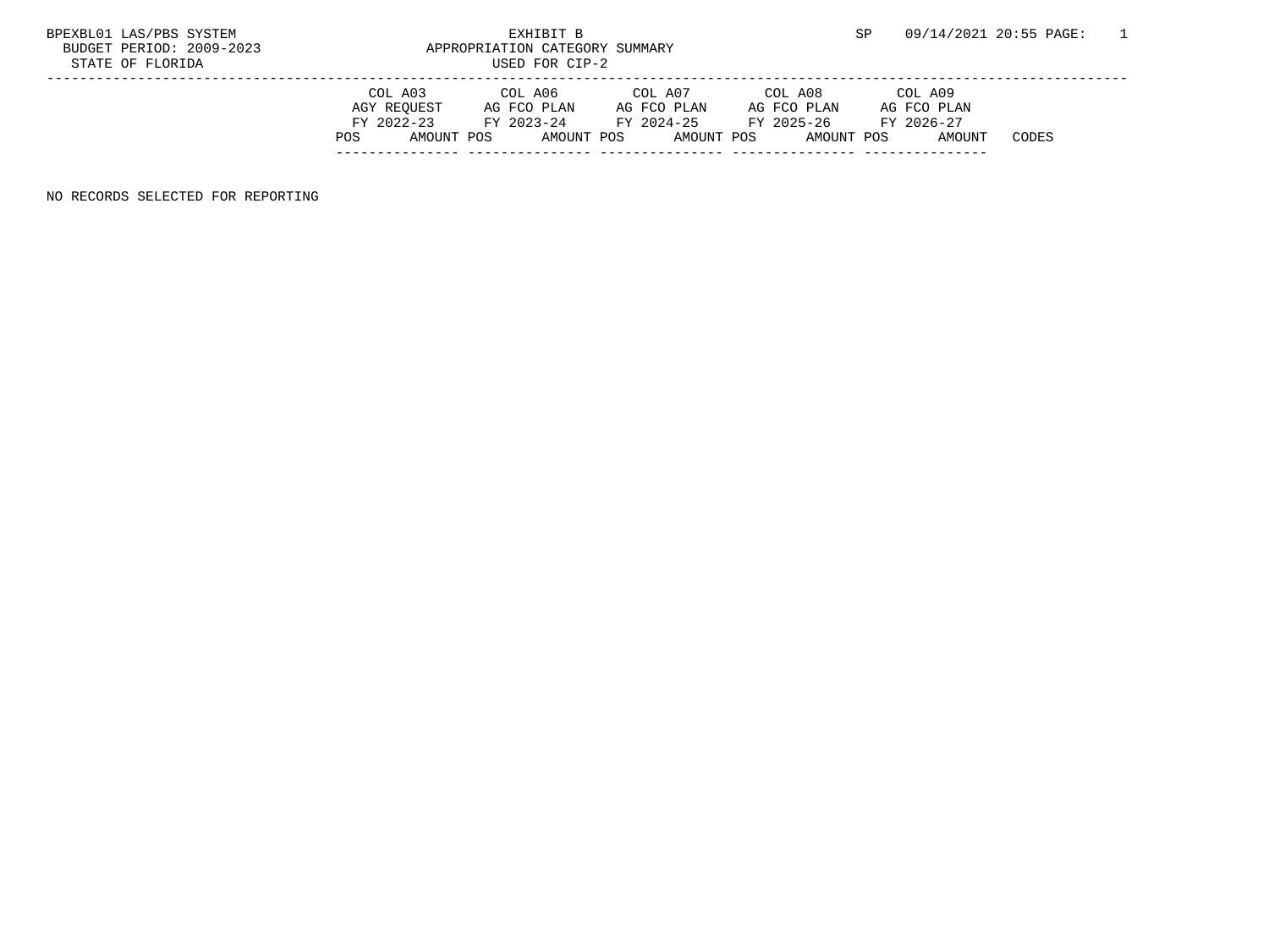BPEXBL01 LAS/PBS SYSTEM

BUDGET PERIOD: 2009-2023

STATE OF FLORIDA

EXHIBIT B

APPROPRIATION CATEGORY SUMMARY

USED FOR CIP-2

SP 09/14/2021 20:55 PAGE: 1

| COL A03 | | COL A06 | | COL A07 | | COL A08 | | COL A09 | | |
|---|---|---|---|---|---|---|---|---|---|---|
| AGY REQUEST | | AG FCO PLAN | | AG FCO PLAN | | AG FCO PLAN | | AG FCO PLAN | | |
| FY 2022-23 | | FY 2023-24 | | FY 2024-25 | | FY 2025-26 | | FY 2026-27 | | |
| POS | AMOUNT | POS | AMOUNT | POS | AMOUNT | POS | AMOUNT | POS | AMOUNT | CODES |

NO RECORDS SELECTED FOR REPORTING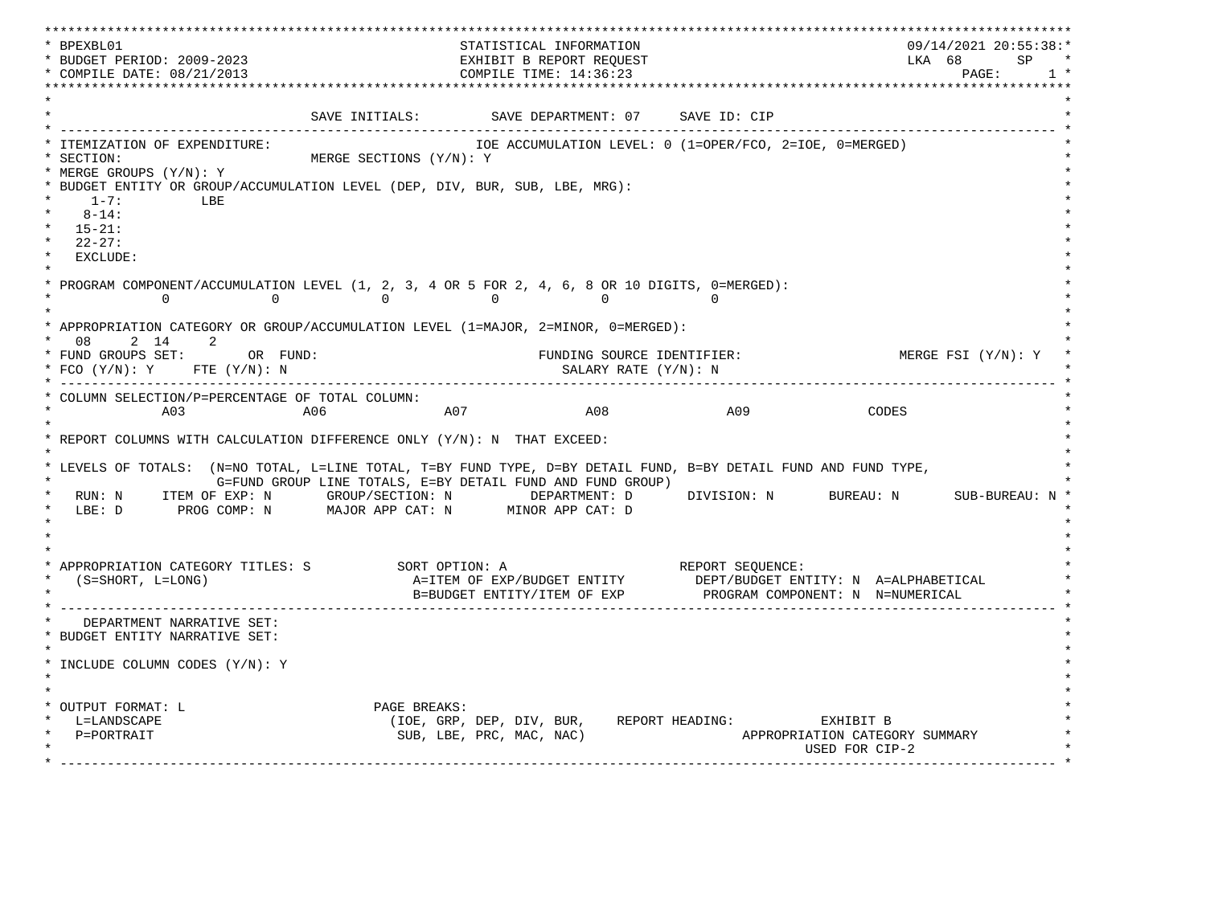```
*******************************************************************************************************************************
* BPEXBL01                                        STATISTICAL INFORMATION                                  09/14/2021 20:55:38:*
* BUDGET PERIOD: 2009-2023                        EXHIBIT B REPORT REQUEST                                 LKA  68      SP    *
* COMPILE DATE: 08/21/2013                        COMPILE TIME: 14:36:23                                            PAGE:     1 *
*******************************************************************************************************************************
*                                                                                                                             *
*                              SAVE INITIALS:         SAVE DEPARTMENT: 07     SAVE ID: CIP                                    *
* --------------------------------------------------------------------------------------------------------------------------- *
* ITEMIZATION OF EXPENDITURE:                              IOE ACCUMULATION LEVEL: 0 (1=OPER/FCO, 2=IOE, 0=MERGED)            *
* SECTION:                       MERGE SECTIONS (Y/N): Y                                                                      *
* MERGE GROUPS (Y/N): Y                                                                                                       *
* BUDGET ENTITY OR GROUP/ACCUMULATION LEVEL (DEP, DIV, BUR, SUB, LBE, MRG):                                                   *
*     1-7:          LBE                                                                                                       *
*    8-14:                                                                                                                    *
*   15-21:                                                                                                                    *
*   22-27:                                                                                                                    *
*   EXCLUDE:                                                                                                                  *
*                                                                                                                             *
* PROGRAM COMPONENT/ACCUMULATION LEVEL (1, 2, 3, 4 OR 5 FOR 2, 4, 6, 8 OR 10 DIGITS, 0=MERGED):                               *
*             0            0            0            0            0            0                                              *
*                                                                                                                             *
* APPROPRIATION CATEGORY OR GROUP/ACCUMULATION LEVEL (1=MAJOR, 2=MINOR, 0=MERGED):                                            *
*   08    2  14    2                                                                                                          *
* FUND GROUPS SET:        OR  FUND:                           FUNDING SOURCE IDENTIFIER:                  MERGE FSI (Y/N): Y  *
* FCO (Y/N): Y     FTE (Y/N): N                                  SALARY RATE (Y/N): N                                         *
* --------------------------------------------------------------------------------------------------------------------------- *
* COLUMN SELECTION/P=PERCENTAGE OF TOTAL COLUMN:                                                                              *
*             A03            A06            A07            A08            A09            CODES                                *
*                                                                                                                             *
* REPORT COLUMNS WITH CALCULATION DIFFERENCE ONLY (Y/N): N  THAT EXCEED:                                                       *
*                                                                                                                             *
* LEVELS OF TOTALS:  (N=NO TOTAL, L=LINE TOTAL, T=BY FUND TYPE, D=BY DETAIL FUND, B=BY DETAIL FUND AND FUND TYPE,             *
*                    G=FUND GROUP LINE TOTALS, E=BY DETAIL FUND AND FUND GROUP)                                               *
*   RUN: N     ITEM OF EXP: N      GROUP/SECTION: N        DEPARTMENT: D      DIVISION: N      BUREAU: N      SUB-BUREAU: N *
*   LBE: D       PROG COMP: N      MAJOR APP CAT: N      MINOR APP CAT: D                                                     *
*                                                                                                                             *
*                                                                                                                             *
*                                                                                                                             *
* APPROPRIATION CATEGORY TITLES: S           SORT OPTION: A                    REPORT SEQUENCE:                               *
*   (S=SHORT, L=LONG)                         A=ITEM OF EXP/BUDGET ENTITY        DEPT/BUDGET ENTITY: N  A=ALPHABETICAL        *
*                                             B=BUDGET ENTITY/ITEM OF EXP          PROGRAM COMPONENT: N  N=NUMERICAL          *
* --------------------------------------------------------------------------------------------------------------------------- *
*    DEPARTMENT NARRATIVE SET:                                                                                                *
* BUDGET ENTITY NARRATIVE SET:                                                                                                *
*                                                                                                                             *
* INCLUDE COLUMN CODES (Y/N): Y                                                                                               *
*                                                                                                                             *
*                                                                                                                             *
* OUTPUT FORMAT: L                      PAGE BREAKS:                                                                          *
*   L=LANDSCAPE                         (IOE, GRP, DEP, DIV, BUR,    REPORT HEADING:          EXHIBIT B                       *
*   P=PORTRAIT                           SUB, LBE, PRC, MAC, NAC)                    APPROPRIATION CATEGORY SUMMARY           *
*                                                                                            USED FOR CIP-2                   *
* --------------------------------------------------------------------------------------------------------------------------- *
```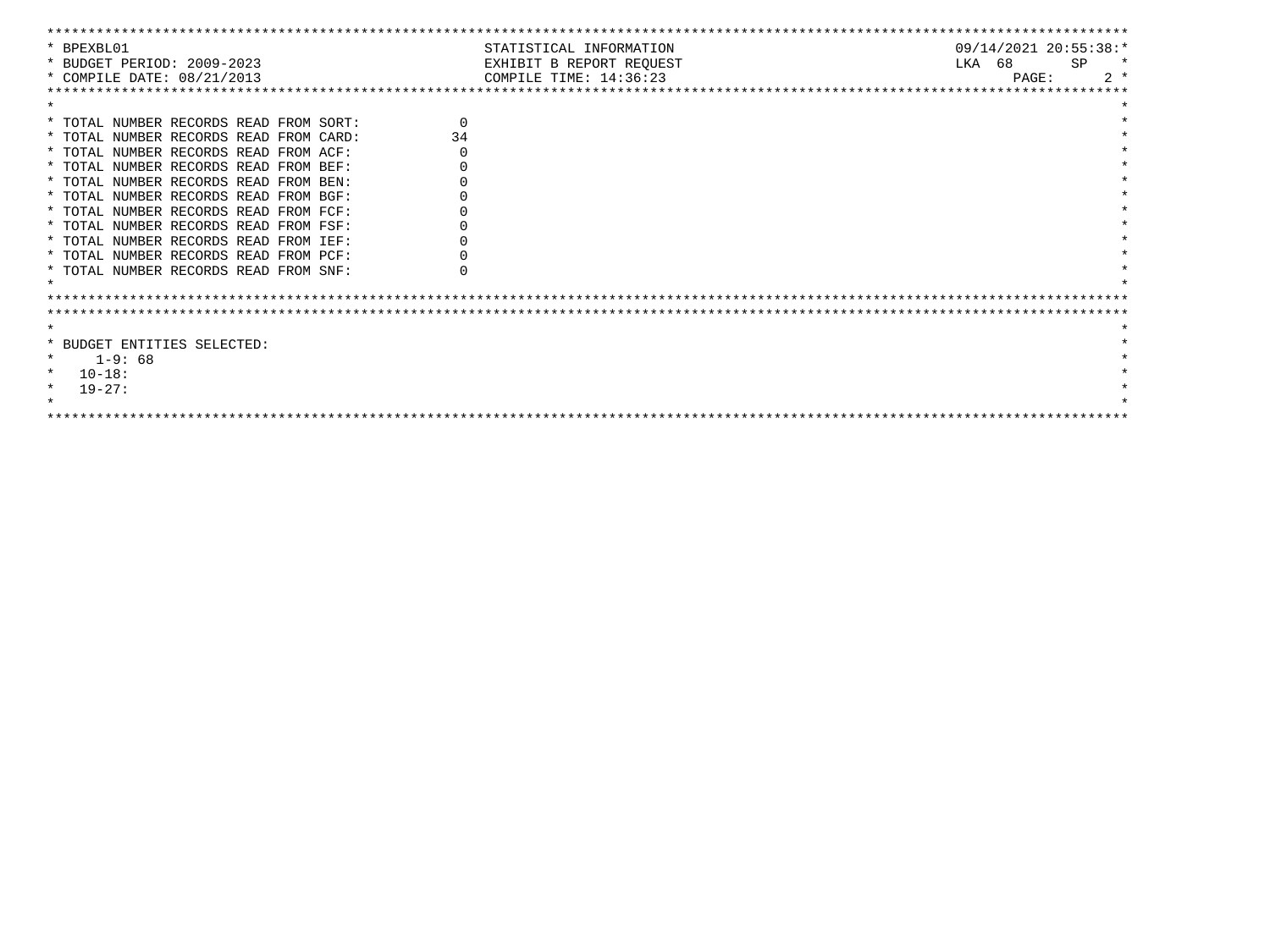```
****************************************************************************************************************************************
* BPEXBL01                                                    STATISTICAL INFORMATION                                     09/14/2021 20:55:38:*
* BUDGET PERIOD: 2009-2023                                    EXHIBIT B REPORT REQUEST                                    LKA  68      SP     *
* COMPILE DATE: 08/21/2013                                    COMPILE TIME: 14:36:23                                             PAGE:      2 *
****************************************************************************************************************************************
*                                                                                                                                             *
* TOTAL NUMBER RECORDS READ FROM SORT:           0                                                                                            *
* TOTAL NUMBER RECORDS READ FROM CARD:          34                                                                                            *
* TOTAL NUMBER RECORDS READ FROM ACF:            0                                                                                            *
* TOTAL NUMBER RECORDS READ FROM BEF:            0                                                                                            *
* TOTAL NUMBER RECORDS READ FROM BEN:            0                                                                                            *
* TOTAL NUMBER RECORDS READ FROM BGF:            0                                                                                            *
* TOTAL NUMBER RECORDS READ FROM FCF:            0                                                                                            *
* TOTAL NUMBER RECORDS READ FROM FSF:            0                                                                                            *
* TOTAL NUMBER RECORDS READ FROM IEF:            0                                                                                            *
* TOTAL NUMBER RECORDS READ FROM PCF:            0                                                                                            *
* TOTAL NUMBER RECORDS READ FROM SNF:            0                                                                                            *
*                                                                                                                                             *
****************************************************************************************************************************************
****************************************************************************************************************************************
*                                                                                                                                             *
* BUDGET ENTITIES SELECTED:                                                                                                                   *
*     1-9: 68                                                                                                                                 *
*   10-18:                                                                                                                                    *
*   19-27:                                                                                                                                    *
*                                                                                                                                             *
****************************************************************************************************************************************
```